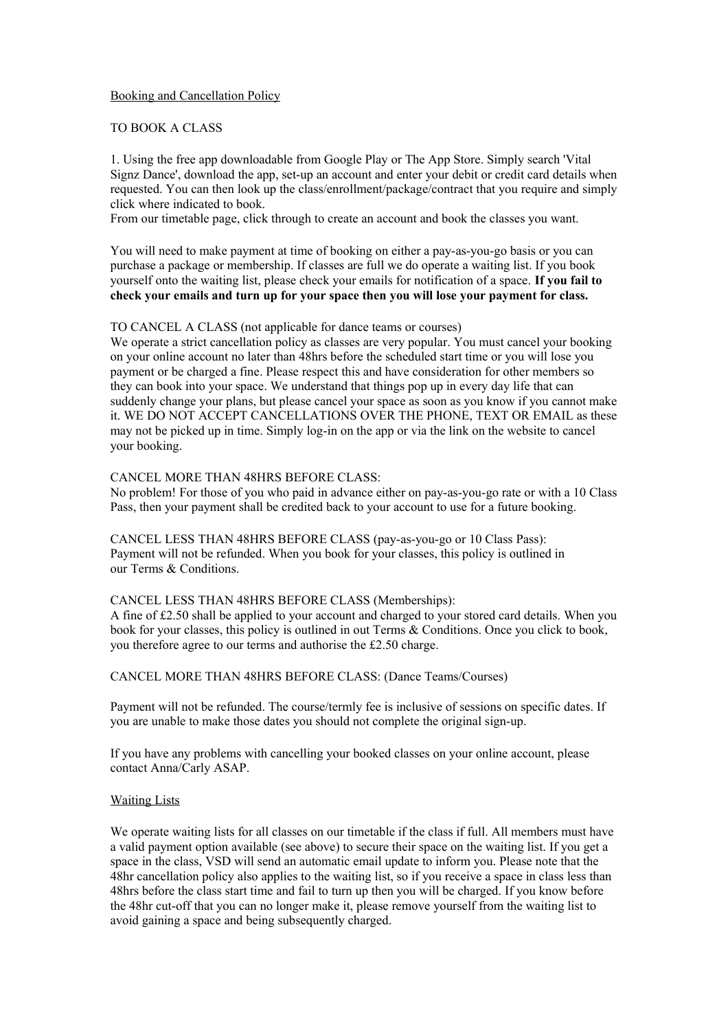<u>Booking and Cancellation Policy</u>

TO BOOK A CLASS

1. Using the free app downloadable from Google Play or The App Store. Simply search 'Vital Signz Dance', download the app, set-up an account and enter your debit or credit card details when requested. You can then look up the class/enrollment/package/contract that you require and simply click where indicated to book.
From our timetable page, click through to create an account and book the classes you want.

You will need to make payment at time of booking on either a pay-as-you-go basis or you can purchase a package or membership. If classes are full we do operate a waiting list. If you book yourself onto the waiting list, please check your emails for notification of a space. **If you fail to check your emails and turn up for your space then you will lose your payment for class.**

TO CANCEL A CLASS (not applicable for dance teams or courses)
We operate a strict cancellation policy as classes are very popular. You must cancel your booking on your online account no later than 48hrs before the scheduled start time or you will lose you payment or be charged a fine. Please respect this and have consideration for other members so they can book into your space. We understand that things pop up in every day life that can suddenly change your plans, but please cancel your space as soon as you know if you cannot make it. WE DO NOT ACCEPT CANCELLATIONS OVER THE PHONE, TEXT OR EMAIL as these may not be picked up in time. Simply log-in on the app or via the link on the website to cancel your booking.

CANCEL MORE THAN 48HRS BEFORE CLASS:
No problem! For those of you who paid in advance either on pay-as-you-go rate or with a 10 Class Pass, then your payment shall be credited back to your account to use for a future booking.

CANCEL LESS THAN 48HRS BEFORE CLASS (pay-as-you-go or 10 Class Pass):
Payment will not be refunded. When you book for your classes, this policy is outlined in our Terms & Conditions.

CANCEL LESS THAN 48HRS BEFORE CLASS (Memberships):
A fine of £2.50 shall be applied to your account and charged to your stored card details. When you book for your classes, this policy is outlined in out Terms & Conditions. Once you click to book, you therefore agree to our terms and authorise the £2.50 charge.

CANCEL MORE THAN 48HRS BEFORE CLASS: (Dance Teams/Courses)

Payment will not be refunded. The course/termly fee is inclusive of sessions on specific dates. If you are unable to make those dates you should not complete the original sign-up.

If you have any problems with cancelling your booked classes on your online account, please contact Anna/Carly ASAP.

<u>Waiting Lists</u>

We operate waiting lists for all classes on our timetable if the class if full. All members must have a valid payment option available (see above) to secure their space on the waiting list. If you get a space in the class, VSD will send an automatic email update to inform you. Please note that the 48hr cancellation policy also applies to the waiting list, so if you receive a space in class less than 48hrs before the class start time and fail to turn up then you will be charged. If you know before the 48hr cut-off that you can no longer make it, please remove yourself from the waiting list to avoid gaining a space and being subsequently charged.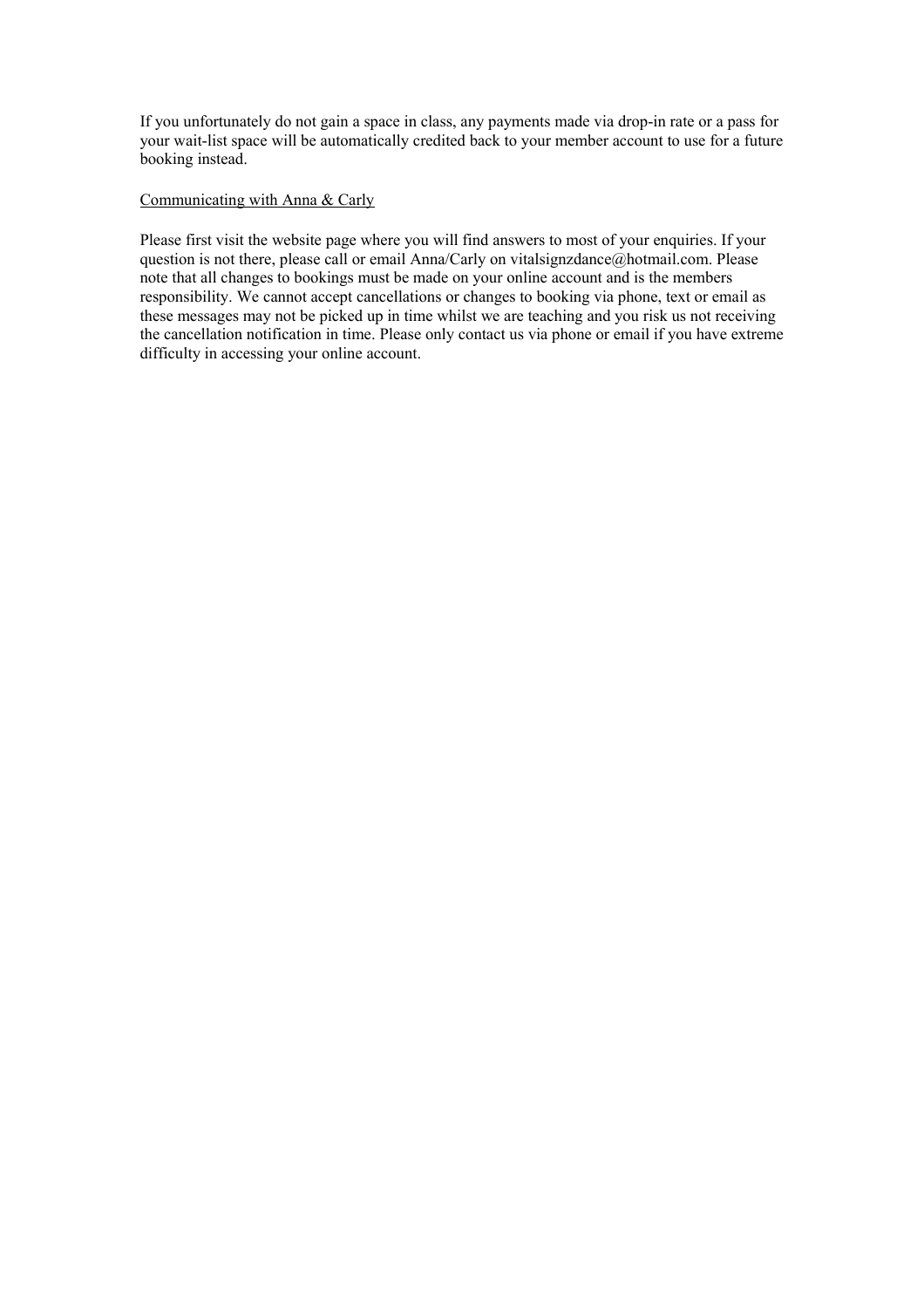If you unfortunately do not gain a space in class, any payments made via drop-in rate or a pass for your wait-list space will be automatically credited back to your member account to use for a future booking instead.

Communicating with Anna & Carly

Please first visit the website page where you will find answers to most of your enquiries. If your question is not there, please call or email Anna/Carly on vitalsignzdance@hotmail.com. Please note that all changes to bookings must be made on your online account and is the members responsibility. We cannot accept cancellations or changes to booking via phone, text or email as these messages may not be picked up in time whilst we are teaching and you risk us not receiving the cancellation notification in time. Please only contact us via phone or email if you have extreme difficulty in accessing your online account.